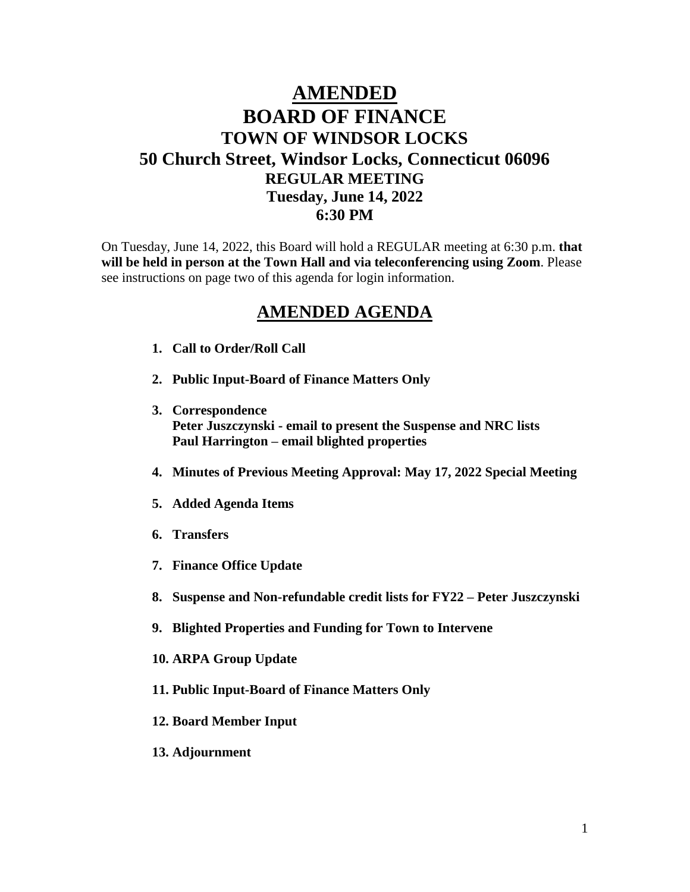# AMENDED

# BOARD OF FINANCE

## TOWN OF WINDSOR LOCKS

## 50 Church Street, Windsor Locks, Connecticut 06096

### REGULAR MEETING

### Tuesday, June 14, 2022

### 6:30 PM

On Tuesday, June 14, 2022, this Board will hold a REGULAR meeting at 6:30 p.m. **that will be held in person at the Town Hall and via teleconferencing using Zoom**. Please see instructions on page two of this agenda for login information.

## AMENDED AGENDA

1. **Call to Order/Roll Call**
2. **Public Input-Board of Finance Matters Only**
3. **Correspondence**
   **Peter Juszczynski - email to present the Suspense and NRC lists**
   **Paul Harrington – email blighted properties**
4. **Minutes of Previous Meeting Approval: May 17, 2022 Special Meeting**
5. **Added Agenda Items**
6. **Transfers**
7. **Finance Office Update**
8. **Suspense and Non-refundable credit lists for FY22 – Peter Juszczynski**
9. **Blighted Properties and Funding for Town to Intervene**
10. **ARPA Group Update**
11. **Public Input-Board of Finance Matters Only**
12. **Board Member Input**
13. **Adjournment**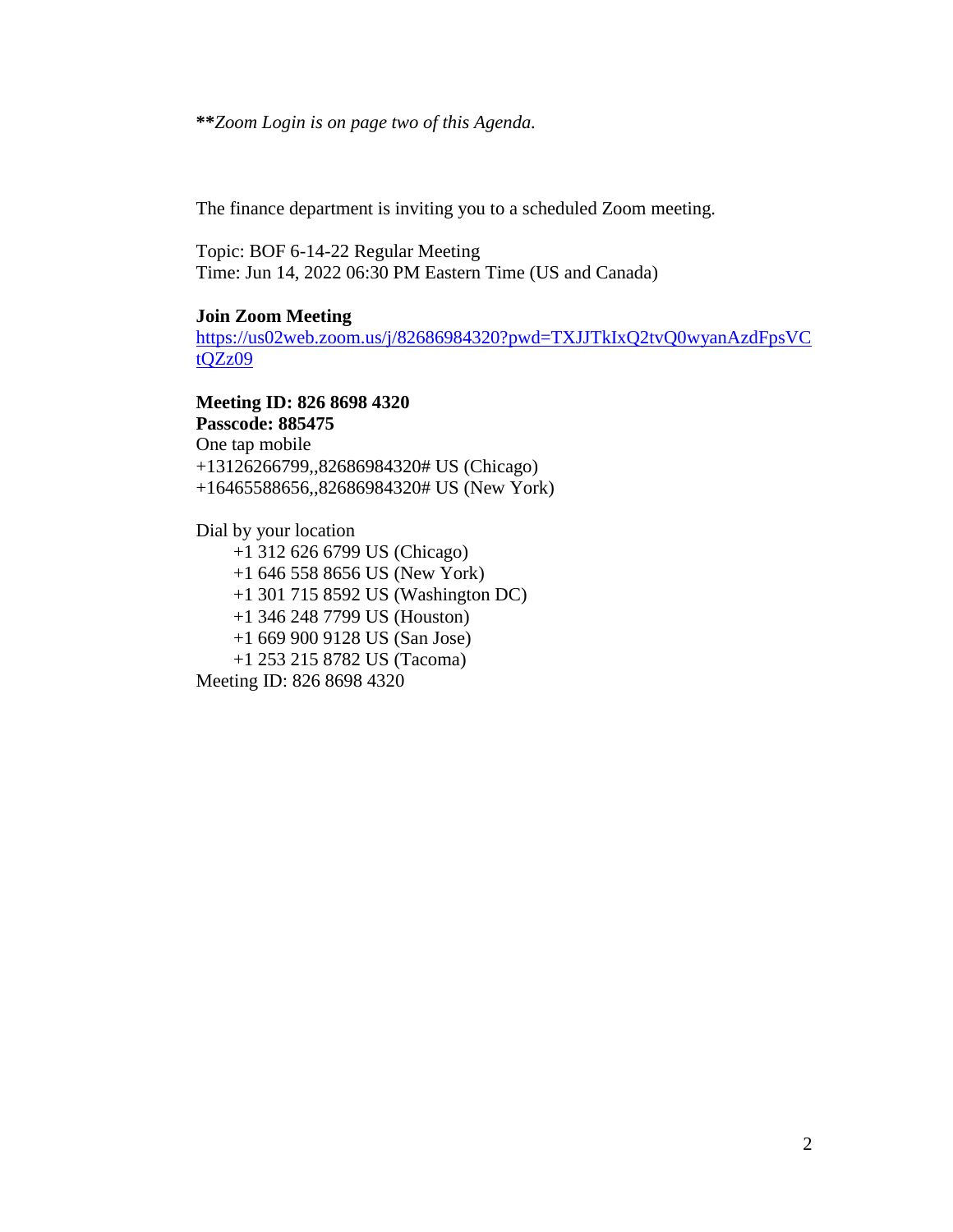***Zoom Login is on page two of this Agenda.*

The finance department is inviting you to a scheduled Zoom meeting.

Topic: BOF 6-14-22 Regular Meeting
Time: Jun 14, 2022 06:30 PM Eastern Time (US and Canada)

**Join Zoom Meeting**
https://us02web.zoom.us/j/82686984320?pwd=TXJJTkIxQ2tvQ0wyanAzdFpsVCtQZz09

**Meeting ID: 826 8698 4320**
**Passcode: 885475**
One tap mobile
+13126266799,,82686984320# US (Chicago)
+16465588656,,82686984320# US (New York)

Dial by your location
+1 312 626 6799 US (Chicago)
+1 646 558 8656 US (New York)
+1 301 715 8592 US (Washington DC)
+1 346 248 7799 US (Houston)
+1 669 900 9128 US (San Jose)
+1 253 215 8782 US (Tacoma)
Meeting ID: 826 8698 4320